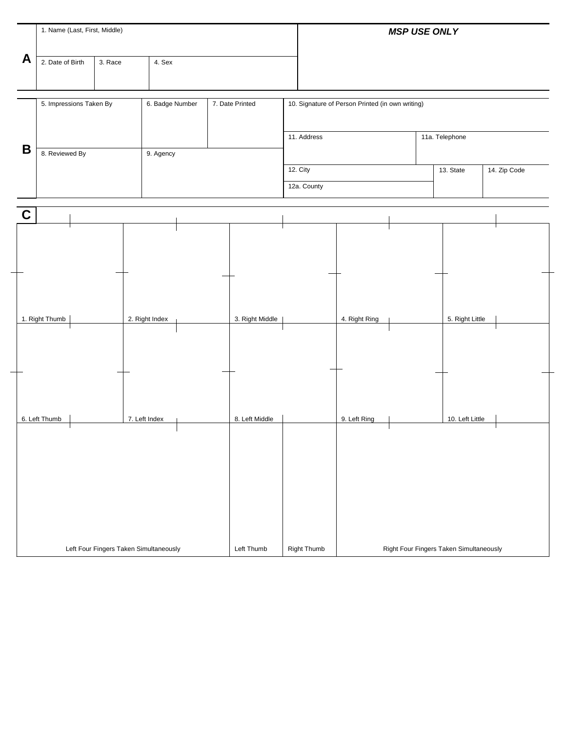**A**

| 1. Name (Last, First, Middle) | | | ***MSP USE ONLY*** |
|---|---|---|---|
| 2. Date of Birth | 3. Race | 4. Sex | |

**B**

| 5. Impressions Taken By | 6. Badge Number | 7. Date Printed | 10. Signature of Person Printed (in own writing) | | |
|---|---|---|---|---|---|
| | | | 11. Address | 11a. Telephone | |
| 8. Reviewed By | 9. Agency | | 12. City | 13. State | 14. Zip Code |
| | | | 12a. County | | |

**C**

| 1. Right Thumb | 2. Right Index | 3. Right Middle | 4. Right Ring | 5. Right Little |
|---|---|---|---|---|
| 6. Left Thumb | 7. Left Index | 8. Left Middle | 9. Left Ring | 10. Left Little |

| Left Four Fingers Taken Simultaneously | Left Thumb | Right Thumb | Right Four Fingers Taken Simultaneously |
|---|---|---|---|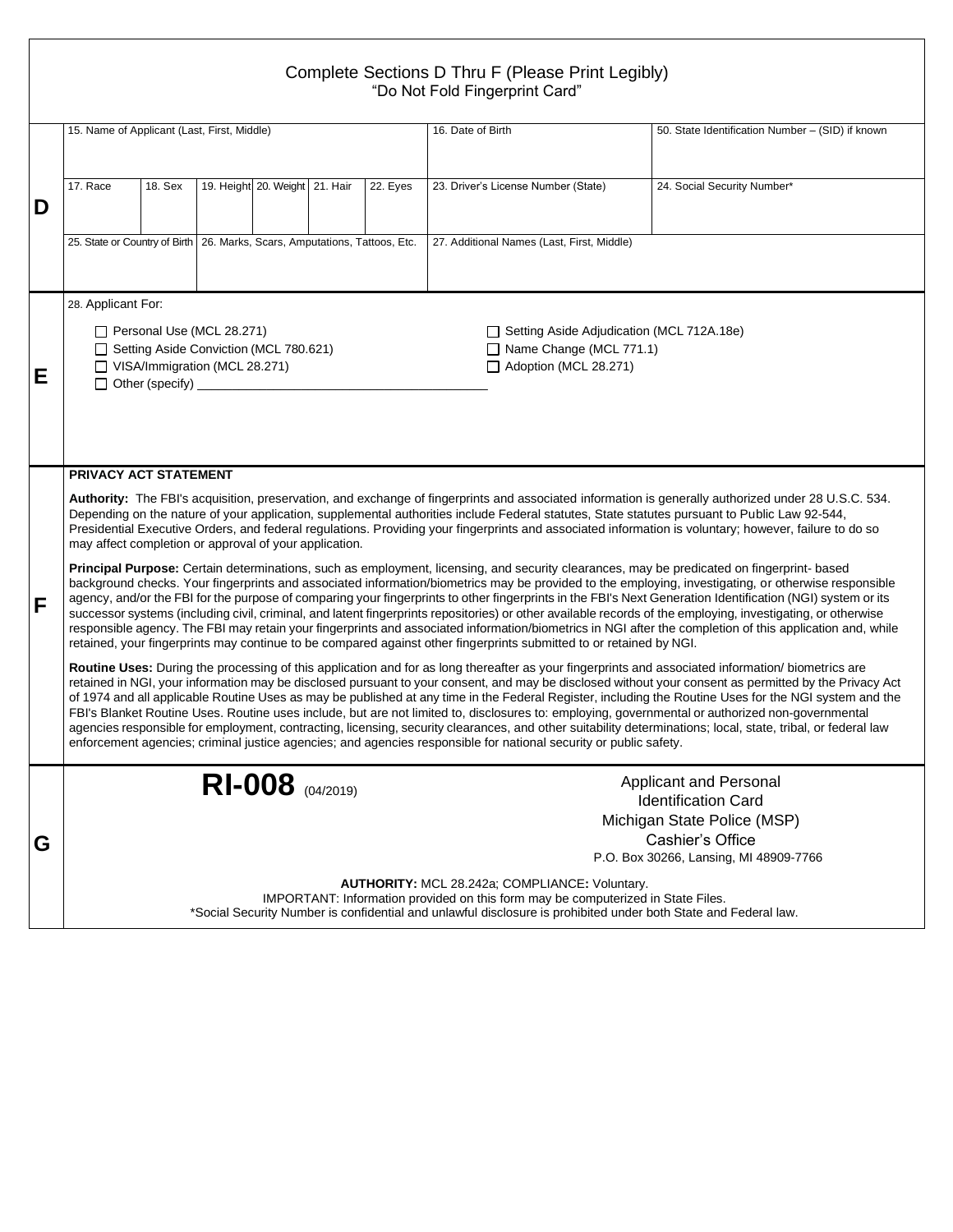Complete Sections D Thru F (Please Print Legibly)
"Do Not Fold Fingerprint Card"

**D**

| 15. Name of Applicant (Last, First, Middle) | | | | | | 16. Date of Birth | 50. State Identification Number – (SID) if known |
|---|---|---|---|---|---|---|---|
| 17. Race | 18. Sex | 19. Height | 20. Weight | 21. Hair | 22. Eyes | 23. Driver's License Number (State) | 24. Social Security Number* |
| 25. State or Country of Birth | 26. Marks, Scars, Amputations, Tattoos, Etc. | | | | | 27. Additional Names (Last, First, Middle) | |

**E**

28. Applicant For:

- ☐ Personal Use (MCL 28.271)
- ☐ Setting Aside Conviction (MCL 780.621)
- ☐ VISA/Immigration (MCL 28.271)
- ☐ Other (specify) ________________________________
- ☐ Setting Aside Adjudication (MCL 712A.18e)
- ☐ Name Change (MCL 771.1)
- ☐ Adoption (MCL 28.271)

**F**

**PRIVACY ACT STATEMENT**

**Authority:** The FBI's acquisition, preservation, and exchange of fingerprints and associated information is generally authorized under 28 U.S.C. 534. Depending on the nature of your application, supplemental authorities include Federal statutes, State statutes pursuant to Public Law 92-544, Presidential Executive Orders, and federal regulations. Providing your fingerprints and associated information is voluntary; however, failure to do so may affect completion or approval of your application.

**Principal Purpose:** Certain determinations, such as employment, licensing, and security clearances, may be predicated on fingerprint- based background checks. Your fingerprints and associated information/biometrics may be provided to the employing, investigating, or otherwise responsible agency, and/or the FBI for the purpose of comparing your fingerprints to other fingerprints in the FBI's Next Generation Identification (NGI) system or its successor systems (including civil, criminal, and latent fingerprints repositories) or other available records of the employing, investigating, or otherwise responsible agency. The FBI may retain your fingerprints and associated information/biometrics in NGI after the completion of this application and, while retained, your fingerprints may continue to be compared against other fingerprints submitted to or retained by NGI.

**Routine Uses:** During the processing of this application and for as long thereafter as your fingerprints and associated information/ biometrics are retained in NGI, your information may be disclosed pursuant to your consent, and may be disclosed without your consent as permitted by the Privacy Act of 1974 and all applicable Routine Uses as may be published at any time in the Federal Register, including the Routine Uses for the NGI system and the FBI's Blanket Routine Uses. Routine uses include, but are not limited to, disclosures to: employing, governmental or authorized non-governmental agencies responsible for employment, contracting, licensing, security clearances, and other suitability determinations; local, state, tribal, or federal law enforcement agencies; criminal justice agencies; and agencies responsible for national security or public safety.

**G**

**RI-008** (04/2019)

Applicant and Personal
Identification Card
Michigan State Police (MSP)
Cashier's Office
P.O. Box 30266, Lansing, MI 48909-7766

**AUTHORITY:** MCL 28.242a; COMPLIANCE**:** Voluntary.
IMPORTANT: Information provided on this form may be computerized in State Files.
*Social Security Number is confidential and unlawful disclosure is prohibited under both State and Federal law.